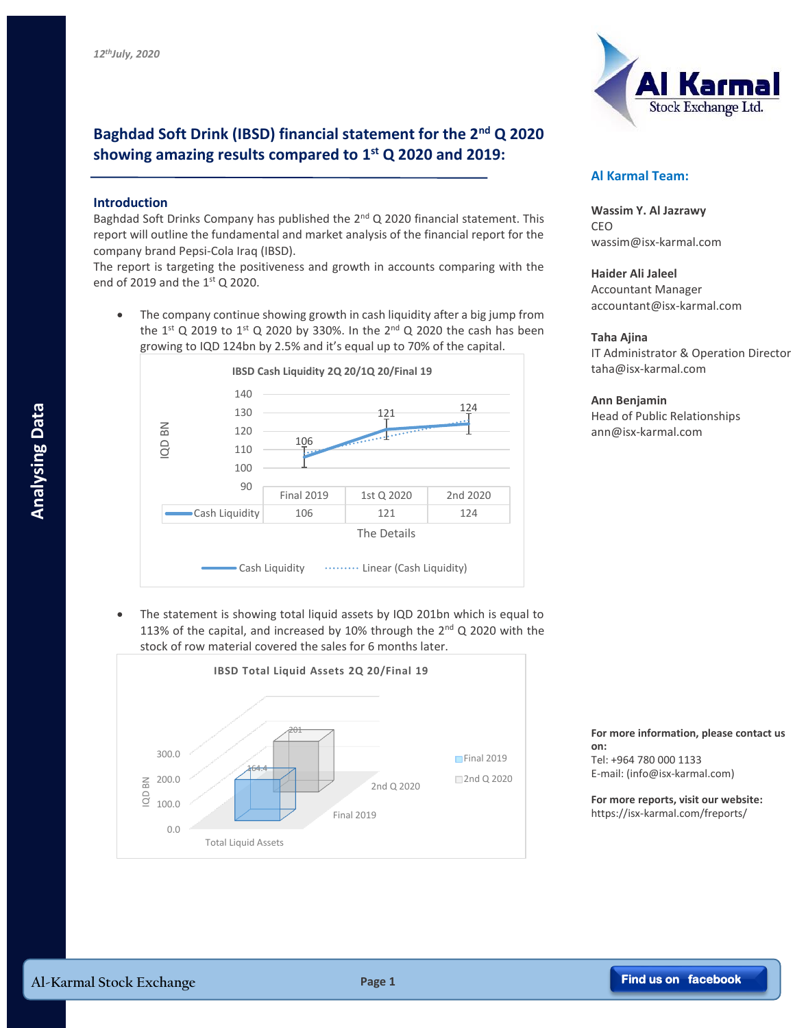*12th July, 2020*

## Baghdad Soft Drink (IBSD) financial statement for the 2nd Q 2020 showing amazing results compared to 1st Q 2020 and 2019:

### Introduction

Baghdad Soft Drinks Company has published the 2nd Q 2020 financial statement. This report will outline the fundamental and market analysis of the financial report for the company brand Pepsi-Cola Iraq (IBSD).
The report is targeting the positiveness and growth in accounts comparing with the end of 2019 and the 1st Q 2020.

- The company continue showing growth in cash liquidity after a big jump from the 1st Q 2019 to 1st Q 2020 by 330%. In the 2nd Q 2020 the cash has been growing to IQD 124bn by 2.5% and it's equal up to 70% of the capital.

**IBSD Cash Liquidity 2Q 20/1Q 20/Final 19**

| The Details | Final 2019 | 1st Q 2020 | 2nd 2020 |
|---|---|---|---|
| Cash Liquidity (IQD BN) | 106 | 121 | 124 |

- The statement is showing total liquid assets by IQD 201bn which is equal to 113% of the capital, and increased by 10% through the 2nd Q 2020 with the stock of row material covered the sales for 6 months later.

**IBSD Total Liquid Assets 2Q 20/Final 19**

| | Final 2019 | 2nd Q 2020 |
|---|---|---|
| Total Liquid Assets (IQD BN) | 164.4 | 201 |

### Al Karmal Team:

**Wassim Y. Al Jazrawy**
CEO
wassim@isx-karmal.com

**Haider Ali Jaleel**
Accountant Manager
accountant@isx-karmal.com

**Taha Ajina**
IT Administrator & Operation Director
taha@isx-karmal.com

**Ann Benjamin**
Head of Public Relationships
ann@isx-karmal.com

**For more information, please contact us on:**
Tel: +964 780 000 1133
E-mail: (info@isx-karmal.com)

**For more reports, visit our website:**
https://isx-karmal.com/freports/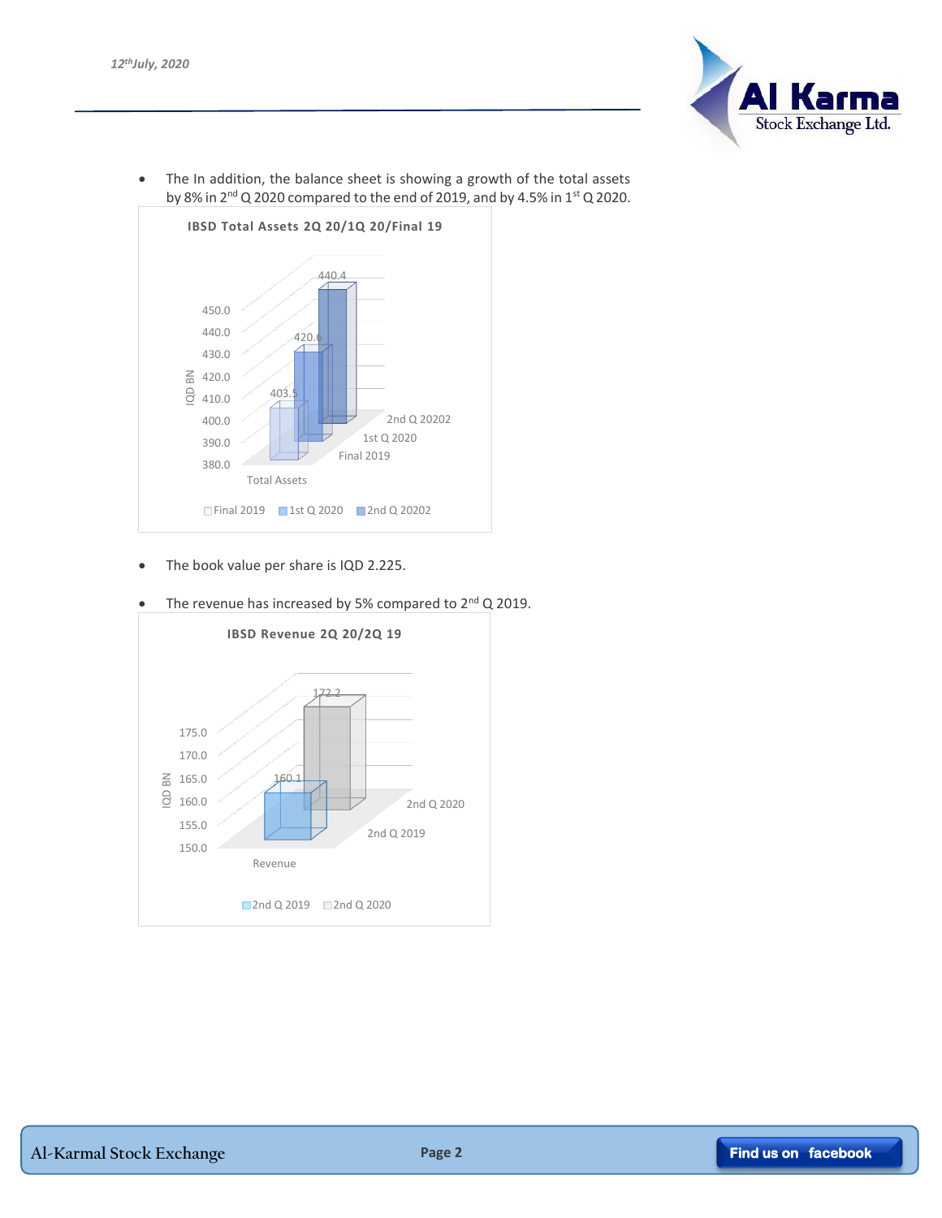- The In addition, the balance sheet is showing a growth of the total assets by 8% in 2nd Q 2020 compared to the end of 2019, and by 4.5% in 1st Q 2020.

**IBSD Total Assets 2Q 20/1Q 20/Final 19**

| | Final 2019 | 1st Q 2020 | 2nd Q 20202 |
|---|---|---|---|
| Total Assets (IQD BN) | 403.5 | 420.6 | 440.4 |

- The book value per share is IQD 2.225.

- The revenue has increased by 5% compared to 2nd Q 2019.

**IBSD Revenue 2Q 20/2Q 19**

| | 2nd Q 2019 | 2nd Q 2020 |
|---|---|---|
| Revenue (IQD BN) | 160.1 | 172.2 |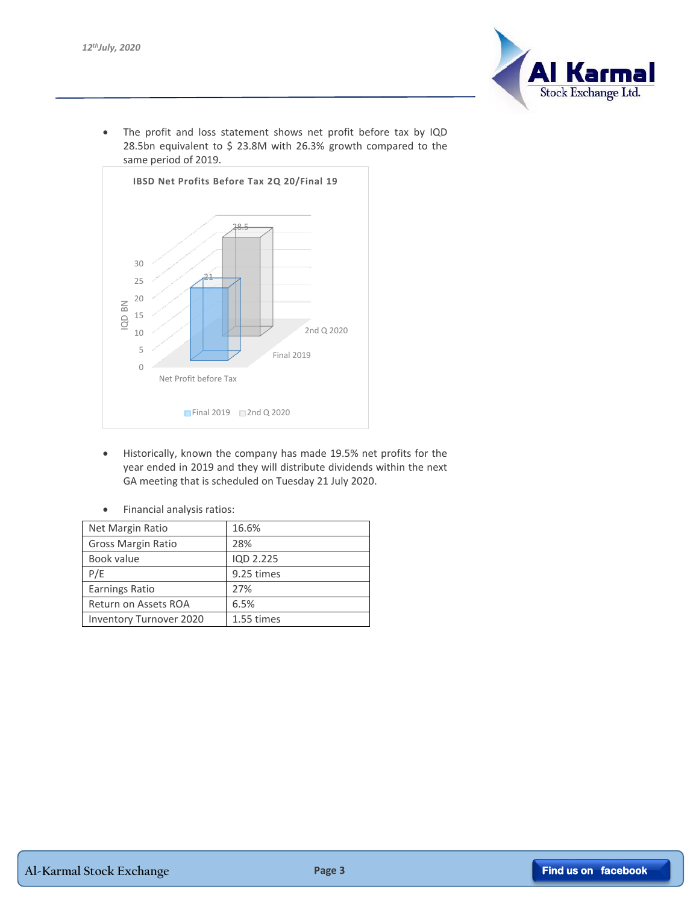- The profit and loss statement shows net profit before tax by IQD 28.5bn equivalent to $ 23.8M with 26.3% growth compared to the same period of 2019.

IBSD Net Profits Before Tax 2Q 20/Final 19

| | Final 2019 | 2nd Q 2020 |
|---|---|---|
| Net Profit before Tax (IQD BN) | 21 | 28.5 |

- Historically, known the company has made 19.5% net profits for the year ended in 2019 and they will distribute dividends within the next GA meeting that is scheduled on Tuesday 21 July 2020.

- Financial analysis ratios:

| Net Margin Ratio | 16.6% |
|---|---|
| Gross Margin Ratio | 28% |
| Book value | IQD 2.225 |
| P/E | 9.25 times |
| Earnings Ratio | 27% |
| Return on Assets ROA | 6.5% |
| Inventory Turnover 2020 | 1.55 times |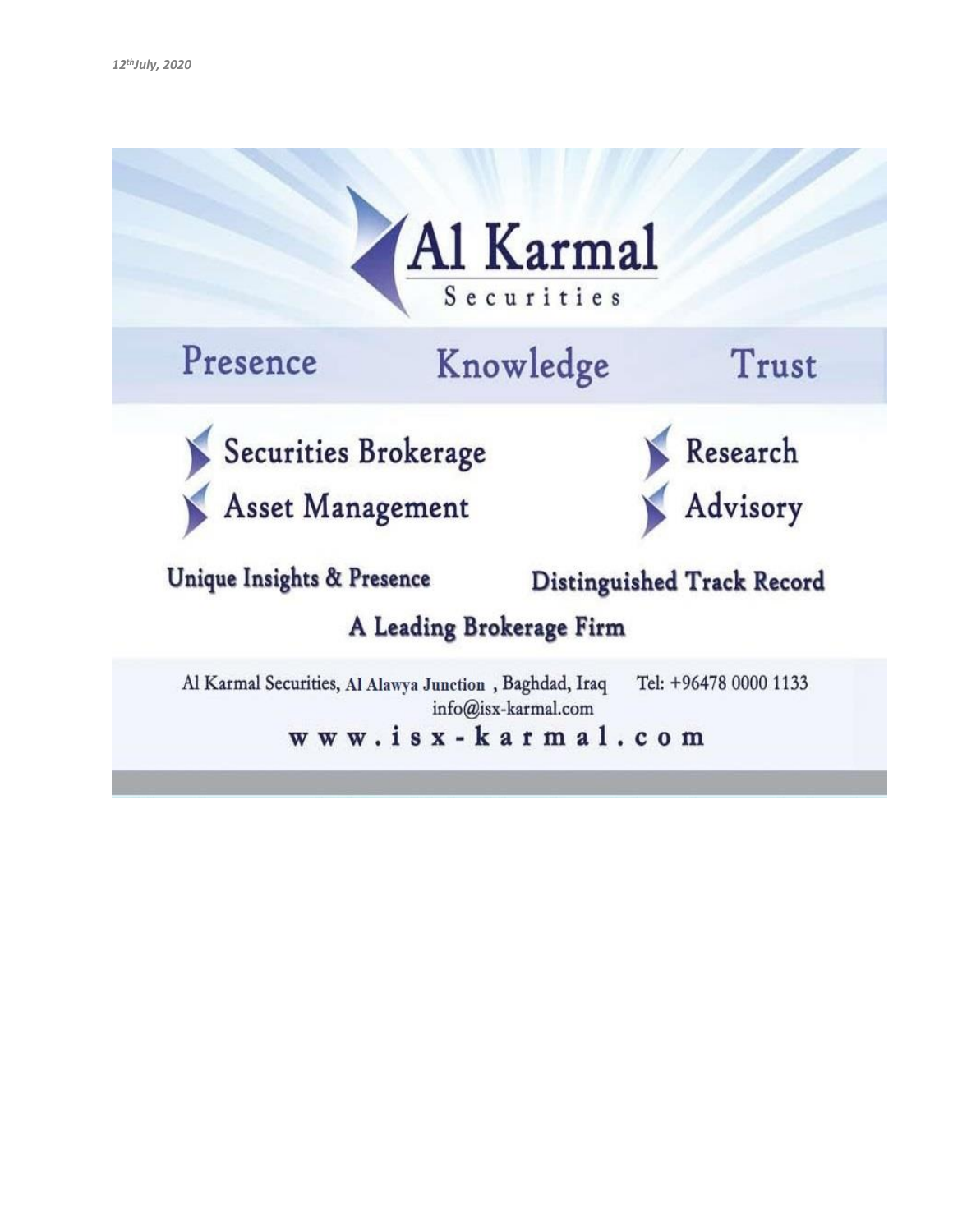*12th July, 2020*

# Al Karmal

Securities

Presence | Knowledge | Trust

- Securities Brokerage
- Asset Management
- Research
- Advisory

**Unique Insights & Presence**

**Distinguished Track Record**

**A Leading Brokerage Firm**

Al Karmal Securities, Al Alawya Junction, Baghdad, Iraq    Tel: +96478 0000 1133

info@isx-karmal.com

www.isx-karmal.com